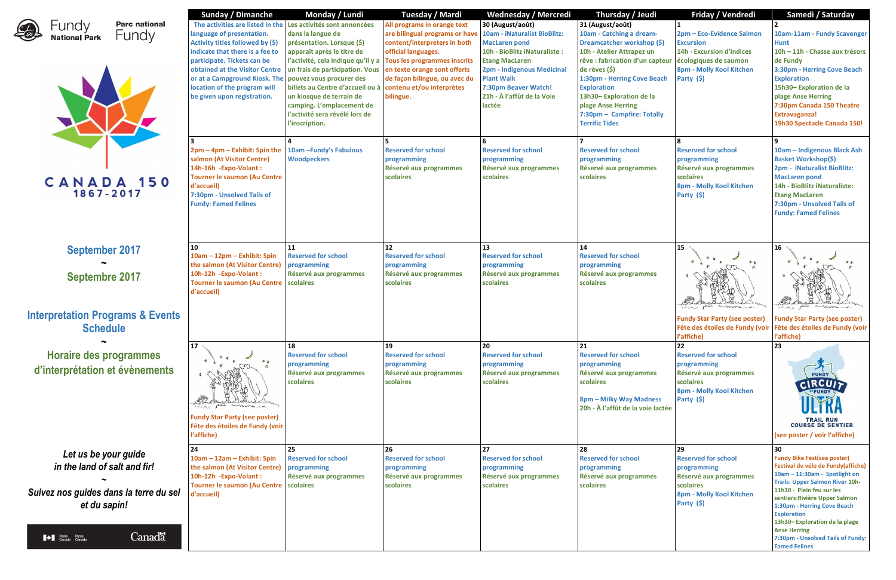Fundy National Park — Parc national Fundy

CANADA 150
1867-2017

## September 2017 ~ Septembre 2017

## Interpretation Programs & Events Schedule ~ Horaire des programmes d'interprétation et évènements

*Let us be your guide in the land of salt and fir!*
~
*Suivez nos guides dans la terre du sel et du sapin!*

| Sunday / Dimanche | Monday / Lundi | Tuesday / Mardi | Wednesday / Mercredi | Thursday / Jeudi | Friday / Vendredi | Samedi / Saturday |
|---|---|---|---|---|---|---|
| The activities are listed in the language of presentation. Activity titles followed by ($) indicate that there is a fee to participate. Tickets can be obtained at the Visitor Centre or at a Campground Kiosk. The location of the program will be given upon registration. | Les activités sont annoncées dans la langue de présentation. Lorsque ($) apparaît après le titre de l'activité, cela indique qu'il y a un frais de participation. Vous pouvez vous procurer des billets au Centre d'accueil ou à un kiosque de terrain de camping. L'emplacement de l'activité sera révélé lors de l'inscription. | All programs in orange text are bilingual programs or have content/interpreters in both official languages. Tous les programmes inscrits en texte orange sont offerts de façon bilingue, ou avec du contenu et/ou interprètes bilingue. | 30 (August/août) 10am - iNaturalist BioBlitz: MacLaren pond 10h - BioBlitz iNaturaliste : Etang MacLaren 2pm - Indigenous Medicinal Plant Walk 7:30pm Beaver Watch! 21h - À l'affût de la Voie lactée | 31 (August/août) 10am - Catching a dream- Dreamcatcher workshop ($) 10h - Atelier Attrapez un rêve : fabrication d'un capteur de rêves ($) 1:30pm - Herring Cove Beach Exploration 13h30– Exploration de la plage Anse Herring 7:30pm – Campfire: Totally Terrific Tides | 1 2pm – Eco-Evidence Salmon Excursion 14h - Excursion d'indices écologiques de saumon 8pm - Molly Kool Kitchen Party ($) | 2 10am-11am - Fundy Scavenger Hunt 10h – 11h - Chasse aux trésors de Fundy 3:30pm - Herring Cove Beach Exploration 15h30– Exploration de la plage Anse Herring 7:30pm Canada 150 Theatre Extravaganza! 19h30 Spectacle Canada 150! |
| 3 2pm – 4pm – Exhibit: Spin the salmon (At Visitor Centre) 14h-16h -Expo-Volant : Tourner le saumon (Au Centre d'accueil) 7:30pm - Unsolved Tails of Fundy: Famed Felines | 4 10am –Fundy's Fabulous Woodpeckers | 5 Reserved for school programming Réservé aux programmes scolaires | 6 Reserved for school programming Réservé aux programmes scolaires | 7 Reserved for school programming Réservé aux programmes scolaires | 8 Reserved for school programming Réservé aux programmes scolaires 8pm - Molly Kool Kitchen Party ($) | 9 10am – Indigenous Black Ash Basket Workshop($) 2pm - iNaturalist BioBlitz: MacLaren pond 14h - BioBlitz iNaturaliste: Etang MacLaren 7:30pm - Unsolved Tails of Fundy: Famed Felines |
| 10 10am – 12pm – Exhibit: Spin the salmon (At Visitor Centre) 10h-12h -Expo-Volant : Tourner le saumon (Au Centre d'accueil) | 11 Reserved for school programming Réservé aux programmes scolaires | 12 Reserved for school programming Réservé aux programmes scolaires | 13 Reserved for school programming Réservé aux programmes scolaires | 14 Reserved for school programming Réservé aux programmes scolaires | 15 Fundy Star Party (see poster) Fête des étoiles de Fundy (voir l'affiche) | 16 Fundy Star Party (see poster) Fête des étoiles de Fundy (voir l'affiche) |
| 17 Fundy Star Party (see poster) Fête des étoiles de Fundy (voir l'affiche) | 18 Reserved for school programming Réservé aux programmes scolaires | 19 Reserved for school programming Réservé aux programmes scolaires | 20 Reserved for school programming Réservé aux programmes scolaires | 21 Reserved for school programming Réservé aux programmes scolaires 8pm – Milky Way Madness 20h - À l'affût de la voie lactée | 22 Reserved for school programming Réservé aux programmes scolaires 8pm - Molly Kool Kitchen Party ($) | 23 Fundy Circuit Ultra Trail Run / Course de sentier (see poster / voir l'affiche) |
| 24 10am – 12am – Exhibit: Spin the salmon (At Visitor Centre) 10h-12h -Expo-Volant : Tourner le saumon (Au Centre d'accueil) | 25 Reserved for school programming Réservé aux programmes scolaires | 26 Reserved for school programming Réservé aux programmes scolaires | 27 Reserved for school programming Réservé aux programmes scolaires | 28 Reserved for school programming Réservé aux programmes scolaires | 29 Reserved for school programming Réservé aux programmes scolaires 8pm - Molly Kool Kitchen Party ($) | 30 Fundy Bike Fest(see poster) Festival du vélo de Fundy(affiche) 10am – 11:30am - Spotlight on Trails: Upper Salmon River 10h-11h30 - Plein feu sur les sentiers:Rivière Upper Salmon 1:30pm - Herring Cove Beach Exploration 13h30– Exploration de la plage Anse Herring 7:30pm - Unsolved Tails of Fundy: Famed Felines |

Parks Canada / Parcs Canada — Canada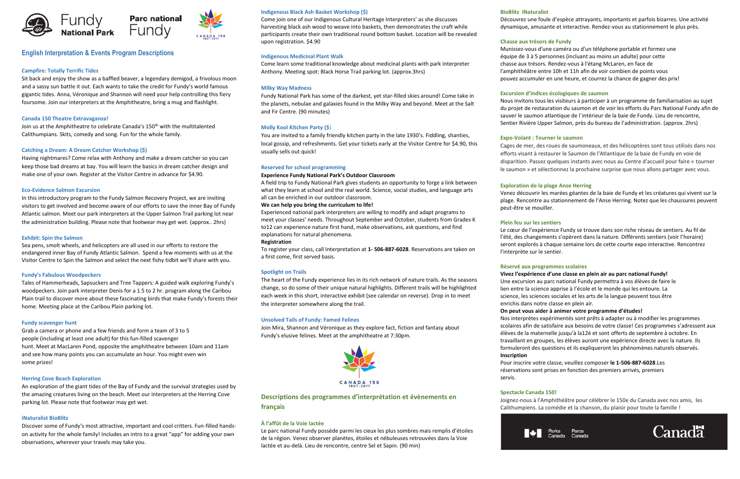Fundy National Park | Parc national Fundy

CANADA 150 1867-2017

## English Interpretation & Events Program Descriptions

### Campfire: Totally Terrific Tides

Sit back and enjoy the show as a baffled beaver, a legendary demigod, a frivolous moon and a sassy sun battle it out. Each wants to take the credit for Fundy's world famous gigantic tides. Anna, Véronique and Shannon will need your help controlling this fiery foursome. Join our interpreters at the Amphitheatre, bring a mug and flashlight.

### Canada 150 Theatre Extravaganza!

Join us at the Amphitheatre to celebrate Canada's 150th with the multitalented Calithumpians. Skits, comedy and song. Fun for the whole family.

### Catching a Dream: A Dream Catcher Workshop ($)

Having nightmares? Come relax with Anthony and make a dream catcher so you can keep those bad dreams at bay. You will learn the basics in dream catcher design and make one of your own. Register at the Visitor Centre in advance for $4.90.

### Eco-Evidence Salmon Excursion

In this introductory program to the Fundy Salmon Recovery Project, we are inviting visitors to get involved and become aware of our efforts to save the inner Bay of Fundy Atlantic salmon. Meet our park interpreters at the Upper Salmon Trail parking lot near the administration building. Please note that footwear may get wet. (approx.. 2hrs)

### Exhibit: Spin the Salmon

Sea pens, smolt wheels, and helicopters are all used in our efforts to restore the endangered inner Bay of Fundy Atlantic Salmon. Spend a few moments with us at the Visitor Centre to Spin the Salmon and select the next fishy tidbit we'll share with you.

### Fundy's Fabulous Woodpeckers

Tales of Hammerheads, Sapsuckers and Tree Tappers: A guided walk exploring Fundy's woodpeckers. Join park interpreter Denis for a 1.5 to 2 hr. program along the Caribou Plain trail to discover more about these fascinating birds that make Fundy's forests their home. Meeting place at the Caribou Plain parking lot.

### Fundy scavenger hunt

Grab a camera or phone and a few friends and form a team of 3 to 5 people (including at least one adult) for this fun-filled scavenger hunt. Meet at MacLaren Pond, opposite the amphitheatre between 10am and 11am and see how many points you can accumulate an hour. You might even win some prizes!

### Herring Cove Beach Exploration

An exploration of the giant tides of the Bay of Fundy and the survival strategies used by the amazing creatures living on the beach. Meet our interpreters at the Herring Cove parking lot. Please note that footwear may get wet.

### iNaturalist BioBlitz

Discover some of Fundy's most attractive, important and cool critters. Fun-filled hands-on activity for the whole family! Includes an intro to a great "app" for adding your own observations, wherever your travels may take you.

### Indigenous Black Ash Basket Workshop ($)

Come join one of our Indigenous Cultural Heritage Interpreters' as she discusses harvesting black ash wood to weave into baskets, then demonstrates the craft while participants create their own traditional round bottom basket. Location will be revealed upon registration. $4.90

### Indigenous Medicinal Plant Walk

Come learn some traditional knowledge about medicinal plants with park interpreter Anthony. Meeting spot: Black Horse Trail parking lot. (approx.3hrs)

### Milky Way Madness

Fundy National Park has some of the darkest, yet star-filled skies around! Come take in the planets, nebulae and galaxies found in the Milky Way and beyond. Meet at the Salt and Fir Centre. (90 minutes)

### Molly Kool Kitchen Party ($)

You are invited to a family friendly kitchen party in the late 1930's. Fiddling, shanties, local gossip, and refreshments. Get your tickets early at the Visitor Centre for $4.90, this usually sells out quick!

### Reserved for school programming

**Experience Fundy National Park's Outdoor Classroom**

A field trip to Fundy National Park gives students an opportunity to forge a link between what they learn at school and the real world. Science, social studies, and language arts all can be enriched in our outdoor classroom.

**We can help you bring the curriculum to life!**

Experienced national park interpreters are willing to modify and adapt programs to meet your classes' needs. Throughout September and October, students from Grades K to12 can experience nature first hand, make observations, ask questions, and find explanations for natural phenomena.

**Registration**

To register your class, call Interpretation at **1- 506-887-6028**. Reservations are taken on a first come, first served basis.

### Spotlight on Trails

The heart of the Fundy experience lies in its rich network of nature trails. As the seasons change, so do some of their unique natural highlights. Different trails will be highlighted each week in this short, interactive exhibit (see calendar on reverse). Drop in to meet the interpreter somewhere along the trail.

### Unsolved Tails of Fundy: Famed Felines

Join Mira, Shannon and Véronique as they explore fact, fiction and fantasy about Fundy's elusive felines. Meet at the amphitheatre at 7:30pm.

CANADA 150 1867-2017

## Descriptions des programmes d'interprétation et évènements en français

### À l'affût de la Voie lactée

Le parc national Fundy possède parmi les cieux les plus sombres mais remplis d'étoiles de la région. Venez observer planètes, étoiles et nébuleuses retrouvées dans la Voie lactée et au-delà. Lieu de rencontre, centre Sel et Sapin. (90 min)

### BioBlitz iNaturalist

Découvrez une foule d'espèce attrayants, importants et parfois bizarres. Une activité dynamique, amusante et interactive. Rendez-vous au stationnement le plus près.

### Chasse aux trésors de Fundy

Munissez-vous d'une caméra ou d'un téléphone portable et formez une équipe de 3 à 5 personnes (incluant au moins un adulte) pour cette chasse aux trésors. Rendez-vous à l'étang McLaren, en face de l'amphithéâtre entre 10h et 11h afin de voir combien de points vous pouvez accumuler en une heure, et courrez la chance de gagner des prix!

### Excursion d'indices écologiques de saumon

Nous invitons tous les visiteurs à participer à un programme de familiarisation au sujet du projet de restauration du saumon et de voir les efforts du Parc National Fundy afin de sauver le saumon atlantique de l`intérieur de la baie de Fundy. Lieu de rencontre, Sentier Rivière Upper Salmon, près du bureau de l'administration. (approx. 2hrs)

### Expo-Volant : Tourner le saumon

Cages de mer, des roues de saumoneaux, et des hélicoptères sont tous utilisés dans nos efforts visant à restaurer le Saumon de l'Atlantique de la baie de Fundy en voie de disparition. Passez quelques instants avec nous au Centre d'accueil pour faire « tourner le saumon » et sélectionnez la prochaine surprise que nous allons partager avec vous.

### Exploration de la plage Anse Herring

Venez découvrir les marées géantes de la baie de Fundy et les créatures qui vivent sur la plage. Rencontre au stationnement de l'Anse Herring. Notez que les chaussures peuvent peut-être se mouiller.

### Plein feu sur les sentiers

Le cœur de l'expérience Fundy se trouve dans son riche réseau de sentiers. Au fil de l'été, des changements s'opèrent dans la nature. Différents sentiers (voir l'horaire) seront explorés à chaque semaine lors de cette courte expo interactive. Rencontrez l'interprète sur le sentier.

### Réservé aux programmes scolaires

**Vivez l'expérience d'une classe en plein air au parc national Fundy!**

Une excursion au parc national Fundy permettra à vos élèves de faire le lien entre la science apprise à l'école et le monde qui les entoure. La science, les sciences sociales et les arts de la langue peuvent tous être enrichis dans notre classe en plein air.

**On peut vous aider à animer votre programme d'études!**

Nos interprètes expérimentés sont prêts à adapter ou à modifier les programmes scolaires afin de satisfaire aux besoins de votre classe! Ces programmes s'adressent aux élèves de la maternelle jusqu'à la12è et sont offerts de septembre à octobre. En travaillant en groupes, les élèves auront une expérience directe avec la nature. Ils formuleront des questions et ils expliqueront les phénomènes naturels observés.

**Inscription**

Pour inscrire votre classe, veuillez composer **le 1-506-887-6028**.Les réservations sont prises en fonction des premiers arrivés, premiers servis.

### Spectacle Canada 150!

Joignez-nous à l'Amphithéâtre pour célébrer le 150e du Canada avec nos amis, les Calithumpiens. La comédie et la chanson, du plaisir pour toute la famille !

Parks Canada | Parcs Canada — Canada